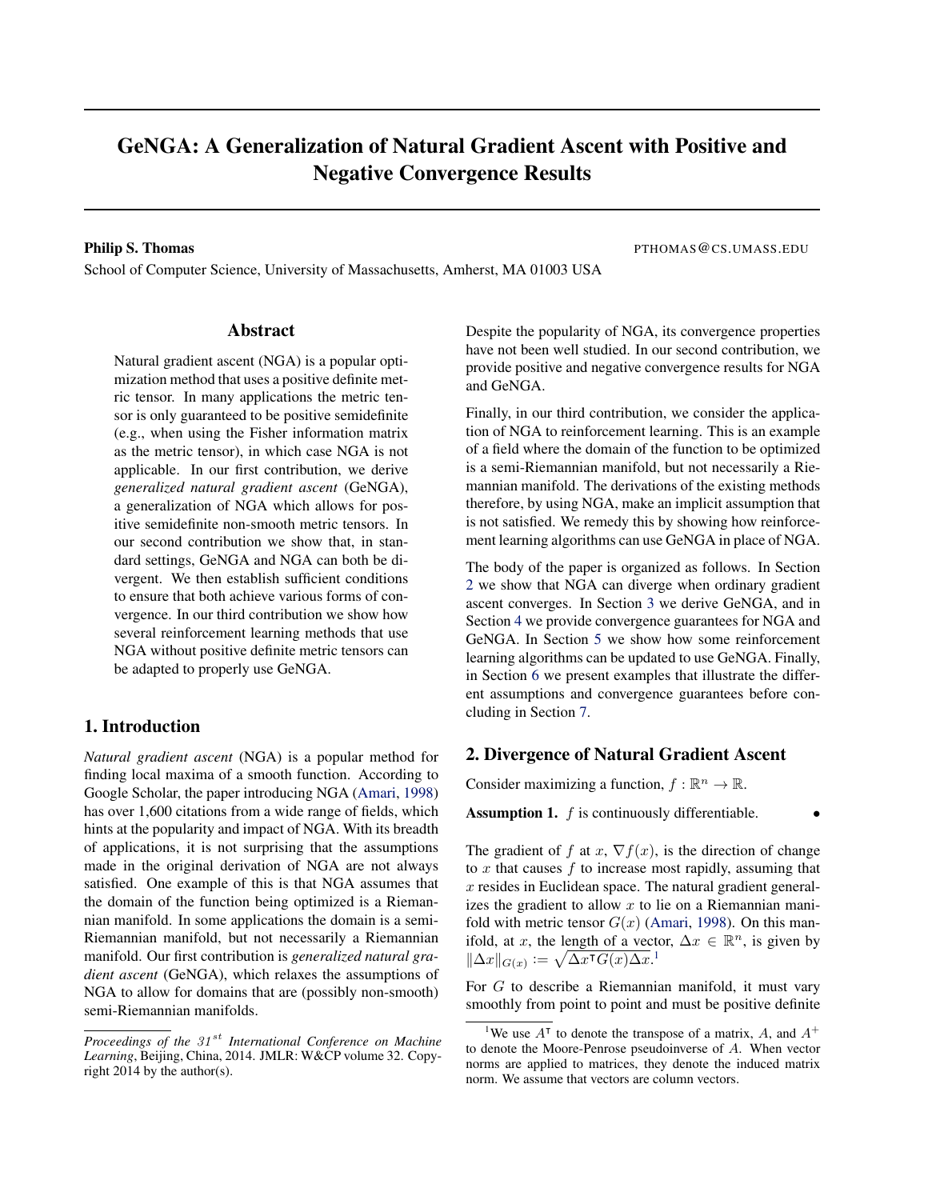# GeNGA: A Generalization of Natural Gradient Ascent with Positive and Negative Convergence Results

**Philip S. Thomas** PTHOMAS@CS.UMASS.EDU

School of Computer Science, University of Massachusetts, Amherst, MA 01003 USA

## Abstract

Natural gradient ascent (NGA) is a popular optimization method that uses a positive definite metric tensor. In many applications the metric tensor is only guaranteed to be positive semidefinite (e.g., when using the Fisher information matrix as the metric tensor), in which case NGA is not applicable. In our first contribution, we derive *generalized natural gradient ascent* (GeNGA), a generalization of NGA which allows for positive semidefinite non-smooth metric tensors. In our second contribution we show that, in standard settings, GeNGA and NGA can both be divergent. We then establish sufficient conditions to ensure that both achieve various forms of convergence. In our third contribution we show how several reinforcement learning methods that use NGA without positive definite metric tensors can be adapted to properly use GeNGA.

## 1. Introduction

*Natural gradient ascent* (NGA) is a popular method for finding local maxima of a smooth function. According to Google Scholar, the paper introducing NGA (Amari, 1998) has over 1,600 citations from a wide range of fields, which hints at the popularity and impact of NGA. With its breadth of applications, it is not surprising that the assumptions made in the original derivation of NGA are not always satisfied. One example of this is that NGA assumes that the domain of the function being optimized is a Riemannian manifold. In some applications the domain is a semi-Riemannian manifold, but not necessarily a Riemannian manifold. Our first contribution is *generalized natural gradient ascent* (GeNGA), which relaxes the assumptions of NGA to allow for domains that are (possibly non-smooth) semi-Riemannian manifolds.

Despite the popularity of NGA, its convergence properties have not been well studied. In our second contribution, we provide positive and negative convergence results for NGA and GeNGA.

Finally, in our third contribution, we consider the application of NGA to reinforcement learning. This is an example of a field where the domain of the function to be optimized is a semi-Riemannian manifold, but not necessarily a Riemannian manifold. The derivations of the existing methods therefore, by using NGA, make an implicit assumption that is not satisfied. We remedy this by showing how reinforcement learning algorithms can use GeNGA in place of NGA.

The body of the paper is organized as follows. In Section 2 we show that NGA can diverge when ordinary gradient ascent converges. In Section 3 we derive GeNGA, and in Section 4 we provide convergence guarantees for NGA and GeNGA. In Section 5 we show how some reinforcement learning algorithms can be updated to use GeNGA. Finally, in Section 6 we present examples that illustrate the different assumptions and convergence guarantees before concluding in Section 7.

## 2. Divergence of Natural Gradient Ascent

Consider maximizing a function, $f : \mathbb{R}^n \to \mathbb{R}$.

**Assumption 1.** $f$ is continuously differentiable. •

The gradient of $f$ at $x$, $\nabla f(x)$, is the direction of change to $x$ that causes $f$ to increase most rapidly, assuming that $x$ resides in Euclidean space. The natural gradient generalizes the gradient to allow $x$ to lie on a Riemannian manifold with metric tensor $G(x)$ (Amari, 1998). On this manifold, at $x$, the length of a vector, $\Delta x \in \mathbb{R}^n$, is given by $\|\Delta x\|_{G(x)} := \sqrt{\Delta x^\intercal G(x) \Delta x}$.[1]

For $G$ to describe a Riemannian manifold, it must vary smoothly from point to point and must be positive definite

*Proceedings of the 31st International Conference on Machine Learning*, Beijing, China, 2014. JMLR: W&CP volume 32. Copyright 2014 by the author(s).

[1] We use $A^\intercal$ to denote the transpose of a matrix, $A$, and $A^+$ to denote the Moore-Penrose pseudoinverse of $A$. When vector norms are applied to matrices, they denote the induced matrix norm. We assume that vectors are column vectors.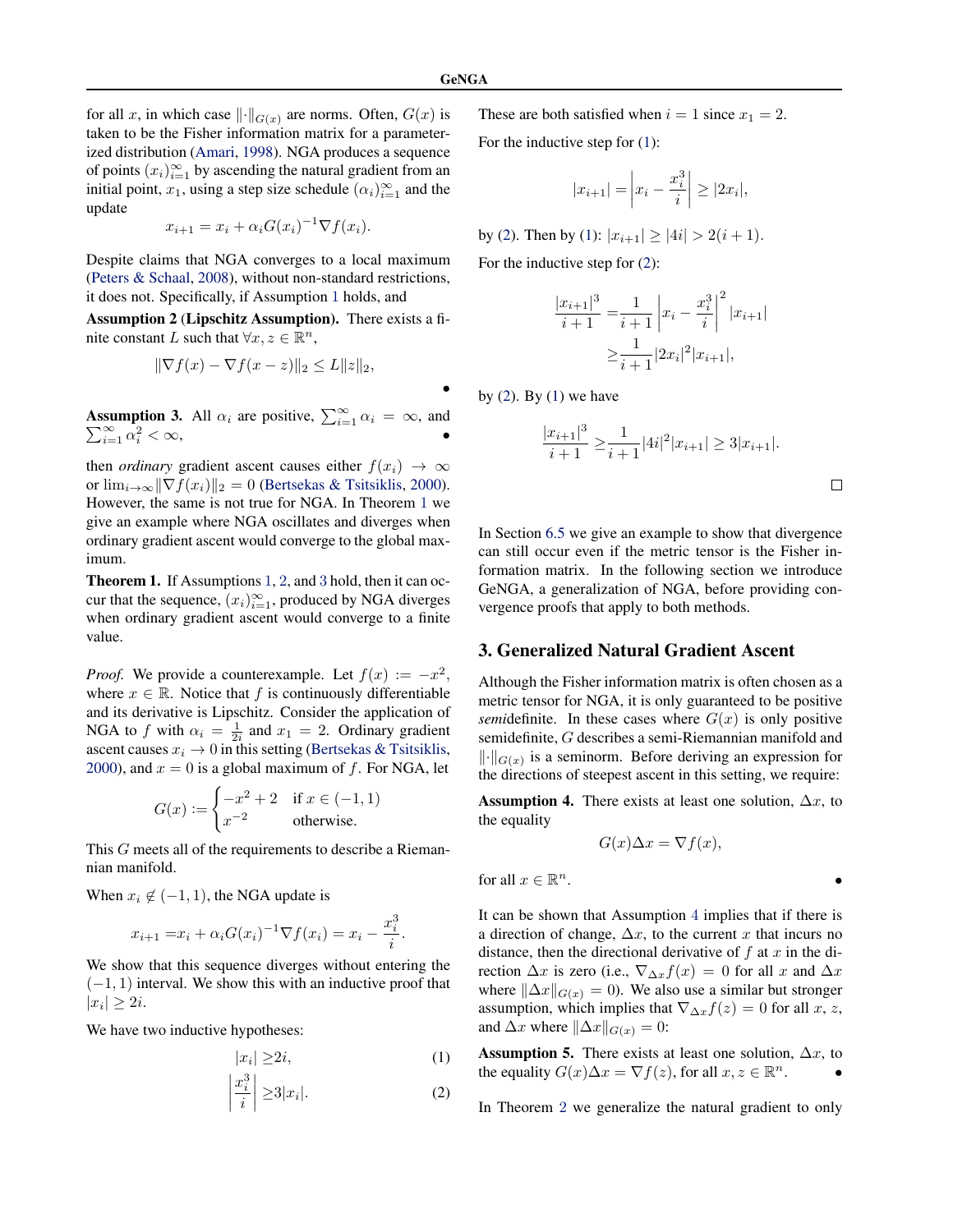for all $x$, in which case $\|\cdot\|_{G(x)}$ are norms. Often, $G(x)$ is taken to be the Fisher information matrix for a parameterized distribution (Amari, 1998). NGA produces a sequence of points $(x_i)_{i=1}^{\infty}$ by ascending the natural gradient from an initial point, $x_1$, using a step size schedule $(\alpha_i)_{i=1}^{\infty}$ and the update

$$x_{i+1} = x_i + \alpha_i G(x_i)^{-1} \nabla f(x_i).$$

Despite claims that NGA converges to a local maximum (Peters & Schaal, 2008), without non-standard restrictions, it does not. Specifically, if Assumption 1 holds, and

**Assumption 2 (Lipschitz Assumption).** There exists a finite constant $L$ such that $\forall x, z \in \mathbb{R}^n$,

$$\|\nabla f(x) - \nabla f(x - z)\|_2 \leq L\|z\|_2,$$

•

**Assumption 3.** All $\alpha_i$ are positive, $\sum_{i=1}^{\infty} \alpha_i = \infty$, and $\sum_{i=1}^{\infty} \alpha_i^2 < \infty$, •

then *ordinary* gradient ascent causes either $f(x_i) \to \infty$ or $\lim_{i\to\infty} \|\nabla f(x_i)\|_2 = 0$ (Bertsekas & Tsitsiklis, 2000). However, the same is not true for NGA. In Theorem 1 we give an example where NGA oscillates and diverges when ordinary gradient ascent would converge to the global maximum.

**Theorem 1.** If Assumptions 1, 2, and 3 hold, then it can occur that the sequence, $(x_i)_{i=1}^{\infty}$, produced by NGA diverges when ordinary gradient ascent would converge to a finite value.

*Proof.* We provide a counterexample. Let $f(x) := -x^2$, where $x \in \mathbb{R}$. Notice that $f$ is continuously differentiable and its derivative is Lipschitz. Consider the application of NGA to $f$ with $\alpha_i = \frac{1}{2i}$ and $x_1 = 2$. Ordinary gradient ascent causes $x_i \to 0$ in this setting (Bertsekas & Tsitsiklis, 2000), and $x = 0$ is a global maximum of $f$. For NGA, let

$$G(x) := \begin{cases} -x^2 + 2 & \text{if } x \in (-1, 1) \\ x^{-2} & \text{otherwise.} \end{cases}$$

This $G$ meets all of the requirements to describe a Riemannian manifold.

When $x_i \notin (-1, 1)$, the NGA update is

$$x_{i+1} = x_i + \alpha_i G(x_i)^{-1} \nabla f(x_i) = x_i - \frac{x_i^3}{i}.$$

We show that this sequence diverges without entering the $(-1, 1)$ interval. We show this with an inductive proof that $|x_i| \geq 2i$.

We have two inductive hypotheses:

$$|x_i| \geq 2i, \tag{1}$$

$$\left|\frac{x_i^3}{i}\right| \geq 3|x_i|. \tag{2}$$

These are both satisfied when $i = 1$ since $x_1 = 2$.

For the inductive step for (1):

$$|x_{i+1}| = \left| x_i - \frac{x_i^3}{i} \right| \geq |2x_i|,$$

by (2). Then by (1): $|x_{i+1}| \geq |4i| > 2(i + 1)$.

For the inductive step for (2):

$$\begin{aligned} \frac{|x_{i+1}|^3}{i+1} &= \frac{1}{i+1} \left| x_i - \frac{x_i^3}{i} \right|^2 |x_{i+1}| \\ &\geq \frac{1}{i+1} |2x_i|^2 |x_{i+1}|, \end{aligned}$$

by (2). By (1) we have

$$\frac{|x_{i+1}|^3}{i+1} \geq \frac{1}{i+1} |4i|^2 |x_{i+1}| \geq 3|x_{i+1}|.$$

$\square$

In Section 6.5 we give an example to show that divergence can still occur even if the metric tensor is the Fisher information matrix. In the following section we introduce GeNGA, a generalization of NGA, before providing convergence proofs that apply to both methods.

## 3. Generalized Natural Gradient Ascent

Although the Fisher information matrix is often chosen as a metric tensor for NGA, it is only guaranteed to be positive *semi*definite. In these cases where $G(x)$ is only positive semidefinite, $G$ describes a semi-Riemannian manifold and $\|\cdot\|_{G(x)}$ is a seminorm. Before deriving an expression for the directions of steepest ascent in this setting, we require:

**Assumption 4.** There exists at least one solution, $\Delta x$, to the equality

$$G(x)\Delta x = \nabla f(x),$$

for all $x \in \mathbb{R}^n$. •

It can be shown that Assumption 4 implies that if there is a direction of change, $\Delta x$, to the current $x$ that incurs no distance, then the directional derivative of $f$ at $x$ in the direction $\Delta x$ is zero (i.e., $\nabla_{\Delta x} f(x) = 0$ for all $x$ and $\Delta x$ where $\|\Delta x\|_{G(x)} = 0$). We also use a similar but stronger assumption, which implies that $\nabla_{\Delta x} f(z) = 0$ for all $x$, $z$, and $\Delta x$ where $\|\Delta x\|_{G(x)} = 0$:

**Assumption 5.** There exists at least one solution, $\Delta x$, to the equality $G(x)\Delta x = \nabla f(z)$, for all $x, z \in \mathbb{R}^n$. •

In Theorem 2 we generalize the natural gradient to only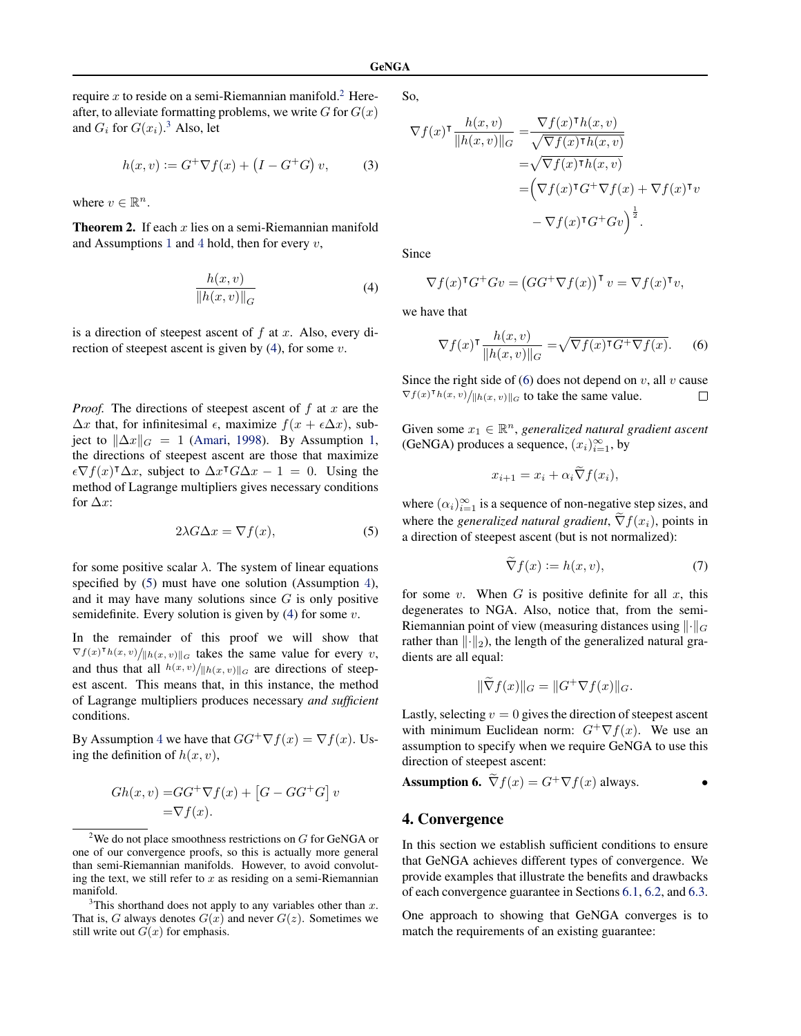require $x$ to reside on a semi-Riemannian manifold.[2] Hereafter, to alleviate formatting problems, we write $G$ for $G(x)$ and $G_i$ for $G(x_i)$.[3] Also, let

$$h(x,v) := G^+ \nabla f(x) + \left(I - G^+ G\right) v, \tag{3}$$

where $v \in \mathbb{R}^n$.

**Theorem 2.** *If each $x$ lies on a semi-Riemannian manifold and Assumptions 1 and 4 hold, then for every $v$,*

$$\frac{h(x,v)}{\|h(x,v)\|_G} \tag{4}$$

*is a direction of steepest ascent of $f$ at $x$. Also, every direction of steepest ascent is given by (4), for some $v$.*

*Proof.* The directions of steepest ascent of $f$ at $x$ are the $\Delta x$ that, for infinitesimal $\epsilon$, maximize $f(x + \epsilon \Delta x)$, subject to $\|\Delta x\|_G = 1$ (Amari, 1998). By Assumption 1, the directions of steepest ascent are those that maximize $\epsilon \nabla f(x)^\intercal \Delta x$, subject to $\Delta x^\intercal G \Delta x - 1 = 0$. Using the method of Lagrange multipliers gives necessary conditions for $\Delta x$:

$$2\lambda G \Delta x = \nabla f(x), \tag{5}$$

for some positive scalar $\lambda$. The system of linear equations specified by (5) must have one solution (Assumption 4), and it may have many solutions since $G$ is only positive semidefinite. Every solution is given by (4) for some $v$.

In the remainder of this proof we will show that $\nabla f(x)^\intercal h(x,v) / \|h(x,v)\|_G$ takes the same value for every $v$, and thus that all $h(x,v)/\|h(x,v)\|_G$ are directions of steepest ascent. This means that, in this instance, the method of Lagrange multipliers produces necessary *and sufficient* conditions.

By Assumption 4 we have that $GG^+\nabla f(x) = \nabla f(x)$. Using the definition of $h(x,v)$,

$$\begin{aligned} Gh(x,v) =& GG^+ \nabla f(x) + \left[G - GG^+G\right] v \\ =& \nabla f(x). \end{aligned}$$

So,

$$\begin{aligned} \nabla f(x)^\intercal \frac{h(x,v)}{\|h(x,v)\|_G} =& \frac{\nabla f(x)^\intercal h(x,v)}{\sqrt{\nabla f(x)^\intercal h(x,v)}} \\ =& \sqrt{\nabla f(x)^\intercal h(x,v)} \\ =& \Big( \nabla f(x)^\intercal G^+ \nabla f(x) + \nabla f(x)^\intercal v \\ & - \nabla f(x)^\intercal G^+ G v \Big)^{\frac{1}{2}}. \end{aligned}$$

Since

$$\nabla f(x)^\intercal G^+ G v = \left(GG^+ \nabla f(x)\right)^\intercal v = \nabla f(x)^\intercal v,$$

we have that

$$\nabla f(x)^\intercal \frac{h(x,v)}{\|h(x,v)\|_G} = \sqrt{\nabla f(x)^\intercal G^+ \nabla f(x)}. \tag{6}$$

Since the right side of (6) does not depend on $v$, all $v$ cause $\nabla f(x)^\intercal h(x,v) / \|h(x,v)\|_G$ to take the same value. □

Given some $x_1 \in \mathbb{R}^n$, *generalized natural gradient ascent* (GeNGA) produces a sequence, $(x_i)_{i=1}^\infty$, by

$$x_{i+1} = x_i + \alpha_i \widetilde{\nabla} f(x_i),$$

where $(\alpha_i)_{i=1}^\infty$ is a sequence of non-negative step sizes, and where the *generalized natural gradient*, $\widetilde{\nabla} f(x_i)$, points in a direction of steepest ascent (but is not normalized):

$$\widetilde{\nabla} f(x) := h(x,v), \tag{7}$$

for some $v$. When $G$ is positive definite for all $x$, this degenerates to NGA. Also, notice that, from the semi-Riemannian point of view (measuring distances using $\|\cdot\|_G$ rather than $\|\cdot\|_2$), the length of the generalized natural gradients are all equal:

$$\|\widetilde{\nabla} f(x)\|_G = \|G^+ \nabla f(x)\|_G.$$

Lastly, selecting $v = 0$ gives the direction of steepest ascent with minimum Euclidean norm: $G^+ \nabla f(x)$. We use an assumption to specify when we require GeNGA to use this direction of steepest ascent:

**Assumption 6.** $\widetilde{\nabla} f(x) = G^+ \nabla f(x)$ always. •

## 4. Convergence

In this section we establish sufficient conditions to ensure that GeNGA achieves different types of convergence. We provide examples that illustrate the benefits and drawbacks of each convergence guarantee in Sections 6.1, 6.2, and 6.3.

One approach to showing that GeNGA converges is to match the requirements of an existing guarantee:

---

[2] We do not place smoothness restrictions on $G$ for GeNGA or one of our convergence proofs, so this is actually more general than semi-Riemannian manifolds. However, to avoid convoluting the text, we still refer to $x$ as residing on a semi-Riemannian manifold.

[3] This shorthand does not apply to any variables other than $x$. That is, $G$ always denotes $G(x)$ and never $G(z)$. Sometimes we still write out $G(x)$ for emphasis.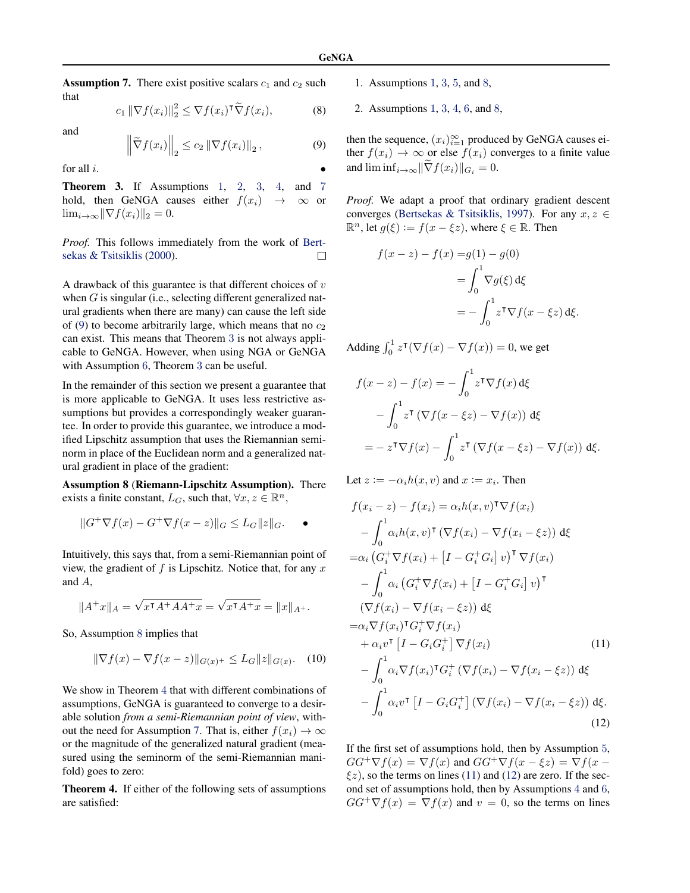**Assumption 7.** There exist positive scalars $c_1$ and $c_2$ such that

$$c_1 \|\nabla f(x_i)\|_2^2 \leq \nabla f(x_i)^\intercal \widetilde{\nabla} f(x_i), \tag{8}$$

and

$$\left\|\widetilde{\nabla} f(x_i)\right\|_2 \leq c_2 \|\nabla f(x_i)\|_2, \tag{9}$$

for all $i$. •

**Theorem 3.** If Assumptions 1, 2, 3, 4, and 7 hold, then GeNGA causes either $f(x_i) \to \infty$ or $\lim_{i\to\infty} \|\nabla f(x_i)\|_2 = 0$.

*Proof.* This follows immediately from the work of Bertsekas & Tsitsiklis (2000). □

A drawback of this guarantee is that different choices of $v$ when $G$ is singular (i.e., selecting different generalized natural gradients when there are many) can cause the left side of (9) to become arbitrarily large, which means that no $c_2$ can exist. This means that Theorem 3 is not always applicable to GeNGA. However, when using NGA or GeNGA with Assumption 6, Theorem 3 can be useful.

In the remainder of this section we present a guarantee that is more applicable to GeNGA. It uses less restrictive assumptions but provides a correspondingly weaker guarantee. In order to provide this guarantee, we introduce a modified Lipschitz assumption that uses the Riemannian seminorm in place of the Euclidean norm and a generalized natural gradient in place of the gradient:

**Assumption 8 (Riemann-Lipschitz Assumption).** There exists a finite constant, $L_G$, such that, $\forall x, z \in \mathbb{R}^n$,

$$\|G^+\nabla f(x) - G^+\nabla f(x-z)\|_G \leq L_G \|z\|_G. \quad \bullet$$

Intuitively, this says that, from a semi-Riemannian point of view, the gradient of $f$ is Lipschitz. Notice that, for any $x$ and $A$,

$$\|A^+x\|_A = \sqrt{x^\intercal A^+ A A^+ x} = \sqrt{x^\intercal A^+ x} = \|x\|_{A^+}.$$

So, Assumption 8 implies that

$$\|\nabla f(x) - \nabla f(x-z)\|_{G(x)^+} \leq L_G \|z\|_{G(x)}. \tag{10}$$

We show in Theorem 4 that with different combinations of assumptions, GeNGA is guaranteed to converge to a desirable solution *from a semi-Riemannian point of view*, without the need for Assumption 7. That is, either $f(x_i) \to \infty$ or the magnitude of the generalized natural gradient (measured using the seminorm of the semi-Riemannian manifold) goes to zero:

**Theorem 4.** If either of the following sets of assumptions are satisfied:

1. Assumptions 1, 3, 5, and 8,
2. Assumptions 1, 3, 4, 6, and 8,

then the sequence, $(x_i)_{i=1}^\infty$ produced by GeNGA causes either $f(x_i) \to \infty$ or else $f(x_i)$ converges to a finite value and $\liminf_{i\to\infty} \|\widetilde{\nabla} f(x_i)\|_{G_i} = 0$.

*Proof.* We adapt a proof that ordinary gradient descent converges (Bertsekas & Tsitsiklis, 1997). For any $x, z \in \mathbb{R}^n$, let $g(\xi) := f(x - \xi z)$, where $\xi \in \mathbb{R}$. Then

$$\begin{aligned}
f(x-z) - f(x) =& g(1) - g(0) \\
=& \int_0^1 \nabla g(\xi) \, \mathrm{d}\xi \\
=& -\int_0^1 z^\intercal \nabla f(x - \xi z) \, \mathrm{d}\xi.
\end{aligned}$$

Adding $\int_0^1 z^\intercal (\nabla f(x) - \nabla f(x)) = 0$, we get

$$\begin{aligned}
f(x-z) - f(x) =& -\int_0^1 z^\intercal \nabla f(x) \, \mathrm{d}\xi \\
& - \int_0^1 z^\intercal \left(\nabla f(x - \xi z) - \nabla f(x)\right) \, \mathrm{d}\xi \\
=& -z^\intercal \nabla f(x) - \int_0^1 z^\intercal \left(\nabla f(x - \xi z) - \nabla f(x)\right) \, \mathrm{d}\xi.
\end{aligned}$$

Let $z := -\alpha_i h(x, v)$ and $x := x_i$. Then

$$\begin{aligned}
f(x_i - z) - f(x_i) =& \alpha_i h(x,v)^\intercal \nabla f(x_i) \\
& - \int_0^1 \alpha_i h(x,v)^\intercal \left(\nabla f(x_i) - \nabla f(x_i - \xi z)\right) \, \mathrm{d}\xi \\
=& \alpha_i \left(G_i^+ \nabla f(x_i) + \left[I - G_i^+ G_i\right] v\right)^\intercal \nabla f(x_i) \\
& - \int_0^1 \alpha_i \left(G_i^+ \nabla f(x_i) + \left[I - G_i^+ G_i\right] v\right)^\intercal \\
& \left(\nabla f(x_i) - \nabla f(x_i - \xi z)\right) \, \mathrm{d}\xi \\
=& \alpha_i \nabla f(x_i)^\intercal G_i^+ \nabla f(x_i) \\
& + \alpha_i v^\intercal \left[I - G_i G_i^+\right] \nabla f(x_i) \qquad (11) \\
& - \int_0^1 \alpha_i \nabla f(x_i)^\intercal G_i^+ \left(\nabla f(x_i) - \nabla f(x_i - \xi z)\right) \, \mathrm{d}\xi \\
& - \int_0^1 \alpha_i v^\intercal \left[I - G_i G_i^+\right] \left(\nabla f(x_i) - \nabla f(x_i - \xi z)\right) \, \mathrm{d}\xi. \qquad (12)
\end{aligned}$$

If the first set of assumptions hold, then by Assumption 5, $GG^+\nabla f(x) = \nabla f(x)$ and $GG^+\nabla f(x - \xi z) = \nabla f(x - \xi z)$, so the terms on lines (11) and (12) are zero. If the second set of assumptions hold, then by Assumptions 4 and 6, $GG^+\nabla f(x) = \nabla f(x)$ and $v = 0$, so the terms on lines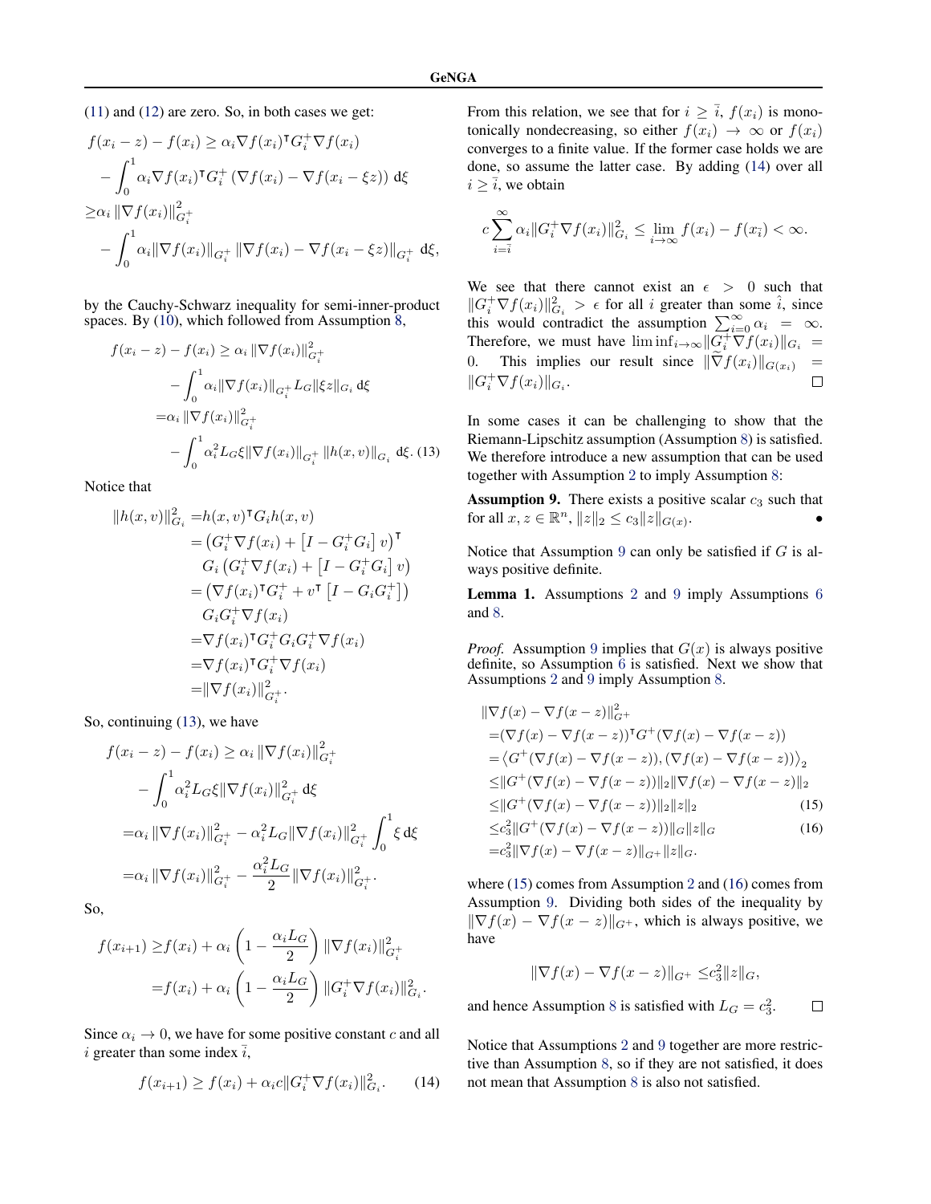(11) and (12) are zero. So, in both cases we get:

$$
\begin{aligned}
&f(x_i - z) - f(x_i) \geq \alpha_i \nabla f(x_i)^\intercal G_i^+ \nabla f(x_i) \\
&\quad - \int_0^1 \alpha_i \nabla f(x_i)^\intercal G_i^+ \left(\nabla f(x_i) - \nabla f(x_i - \xi z)\right) \,\mathrm{d}\xi \\
&\geq \alpha_i \left\|\nabla f(x_i)\right\|_{G_i^+}^2 \\
&\quad - \int_0^1 \alpha_i \|\nabla f(x_i)\|_{G_i^+} \left\|\nabla f(x_i) - \nabla f(x_i - \xi z)\right\|_{G_i^+} \,\mathrm{d}\xi,
\end{aligned}
$$

by the Cauchy-Schwarz inequality for semi-inner-product spaces. By (10), which followed from Assumption 8,

$$
\begin{aligned}
f(x_i - z) - f(x_i) &\geq \alpha_i \left\|\nabla f(x_i)\right\|_{G_i^+}^2 \\
&\quad - \int_0^1 \alpha_i \|\nabla f(x_i)\|_{G_i^+} L_G \|\xi z\|_{G_i} \,\mathrm{d}\xi \\
&= \alpha_i \left\|\nabla f(x_i)\right\|_{G_i^+}^2 \\
&\quad - \int_0^1 \alpha_i^2 L_G \xi \|\nabla f(x_i)\|_{G_i^+} \|h(x, v)\|_{G_i} \,\mathrm{d}\xi. \quad (13)
\end{aligned}
$$

Notice that

$$
\begin{aligned}
\|h(x, v)\|_{G_i}^2 &= h(x, v)^\intercal G_i h(x, v) \\
&= \left(G_i^+ \nabla f(x_i) + \left[I - G_i^+ G_i\right] v\right)^\intercal \\
&\quad G_i \left(G_i^+ \nabla f(x_i) + \left[I - G_i^+ G_i\right] v\right) \\
&= \left(\nabla f(x_i)^\intercal G_i^+ + v^\intercal \left[I - G_i G_i^+\right]\right) \\
&\quad G_i G_i^+ \nabla f(x_i) \\
&= \nabla f(x_i)^\intercal G_i^+ G_i G_i^+ \nabla f(x_i) \\
&= \nabla f(x_i)^\intercal G_i^+ \nabla f(x_i) \\
&= \|\nabla f(x_i)\|_{G_i^+}^2.
\end{aligned}
$$

So, continuing (13), we have

$$
\begin{aligned}
f(x_i - z) - f(x_i) &\geq \alpha_i \left\|\nabla f(x_i)\right\|_{G_i^+}^2 \\
&\quad - \int_0^1 \alpha_i^2 L_G \xi \|\nabla f(x_i)\|_{G_i^+}^2 \,\mathrm{d}\xi \\
&= \alpha_i \left\|\nabla f(x_i)\right\|_{G_i^+}^2 - \alpha_i^2 L_G \|\nabla f(x_i)\|_{G_i^+}^2 \int_0^1 \xi \,\mathrm{d}\xi \\
&= \alpha_i \left\|\nabla f(x_i)\right\|_{G_i^+}^2 - \frac{\alpha_i^2 L_G}{2} \|\nabla f(x_i)\|_{G_i^+}^2.
\end{aligned}
$$

So,

$$
\begin{aligned}
f(x_{i+1}) &\geq f(x_i) + \alpha_i \left(1 - \frac{\alpha_i L_G}{2}\right) \|\nabla f(x_i)\|_{G_i^+}^2 \\
&= f(x_i) + \alpha_i \left(1 - \frac{\alpha_i L_G}{2}\right) \|G_i^+ \nabla f(x_i)\|_{G_i}^2.
\end{aligned}
$$

Since $\alpha_i \to 0$, we have for some positive constant $c$ and all $i$ greater than some index $\bar{i}$,

$$
f(x_{i+1}) \geq f(x_i) + \alpha_i c \|G_i^+ \nabla f(x_i)\|_{G_i}^2. \quad (14)
$$

From this relation, we see that for $i \geq \bar{i}$, $f(x_i)$ is monotonically nondecreasing, so either $f(x_i) \to \infty$ or $f(x_i)$ converges to a finite value. If the former case holds we are done, so assume the latter case. By adding (14) over all $i \geq \bar{i}$, we obtain

$$
c \sum_{i=\bar{i}}^{\infty} \alpha_i \|G_i^+ \nabla f(x_i)\|_{G_i}^2 \leq \lim_{i \to \infty} f(x_i) - f(x_{\bar{i}}) < \infty.
$$

We see that there cannot exist an $\epsilon > 0$ such that $\|G_i^+ \nabla f(x_i)\|_{G_i}^2 > \epsilon$ for all $i$ greater than some $\hat{i}$, since this would contradict the assumption $\sum_{i=0}^{\infty} \alpha_i = \infty$. Therefore, we must have $\liminf_{i \to \infty} \|G_i^+ \nabla f(x_i)\|_{G_i} = 0$. This implies our result since $\|\widetilde{\nabla} f(x_i)\|_{G(x_i)} = \|G_i^+ \nabla f(x_i)\|_{G_i}$. $\square$

In some cases it can be challenging to show that the Riemann-Lipschitz assumption (Assumption 8) is satisfied. We therefore introduce a new assumption that can be used together with Assumption 2 to imply Assumption 8:

**Assumption 9.** There exists a positive scalar $c_3$ such that for all $x, z \in \mathbb{R}^n$, $\|z\|_2 \leq c_3 \|z\|_{G(x)}$. $\bullet$

Notice that Assumption 9 can only be satisfied if $G$ is always positive definite.

**Lemma 1.** Assumptions 2 and 9 imply Assumptions 6 and 8.

*Proof.* Assumption 9 implies that $G(x)$ is always positive definite, so Assumption 6 is satisfied. Next we show that Assumptions 2 and 9 imply Assumption 8.

$$
\begin{aligned}
&\|\nabla f(x) - \nabla f(x - z)\|_{G^+}^2 \\
&= (\nabla f(x) - \nabla f(x - z))^\intercal G^+ (\nabla f(x) - \nabla f(x - z)) \\
&= \left\langle G^+(\nabla f(x) - \nabla f(x - z)), (\nabla f(x) - \nabla f(x - z))\right\rangle_2 \\
&\leq \|G^+(\nabla f(x) - \nabla f(x - z))\|_2 \|\nabla f(x) - \nabla f(x - z)\|_2 \\
&\leq \|G^+(\nabla f(x) - \nabla f(x - z))\|_2 \|z\|_2 \quad (15) \\
&\leq c_3^2 \|G^+(\nabla f(x) - \nabla f(x - z))\|_G \|z\|_G \quad (16) \\
&= c_3^2 \|\nabla f(x) - \nabla f(x - z)\|_{G^+} \|z\|_G.
\end{aligned}
$$

where (15) comes from Assumption 2 and (16) comes from Assumption 9. Dividing both sides of the inequality by $\|\nabla f(x) - \nabla f(x - z)\|_{G^+}$, which is always positive, we have

$$
\|\nabla f(x) - \nabla f(x - z)\|_{G^+} \leq c_3^2 \|z\|_G,
$$

and hence Assumption 8 is satisfied with $L_G = c_3^2$. $\square$

Notice that Assumptions 2 and 9 together are more restrictive than Assumption 8, so if they are not satisfied, it does not mean that Assumption 8 is also not satisfied.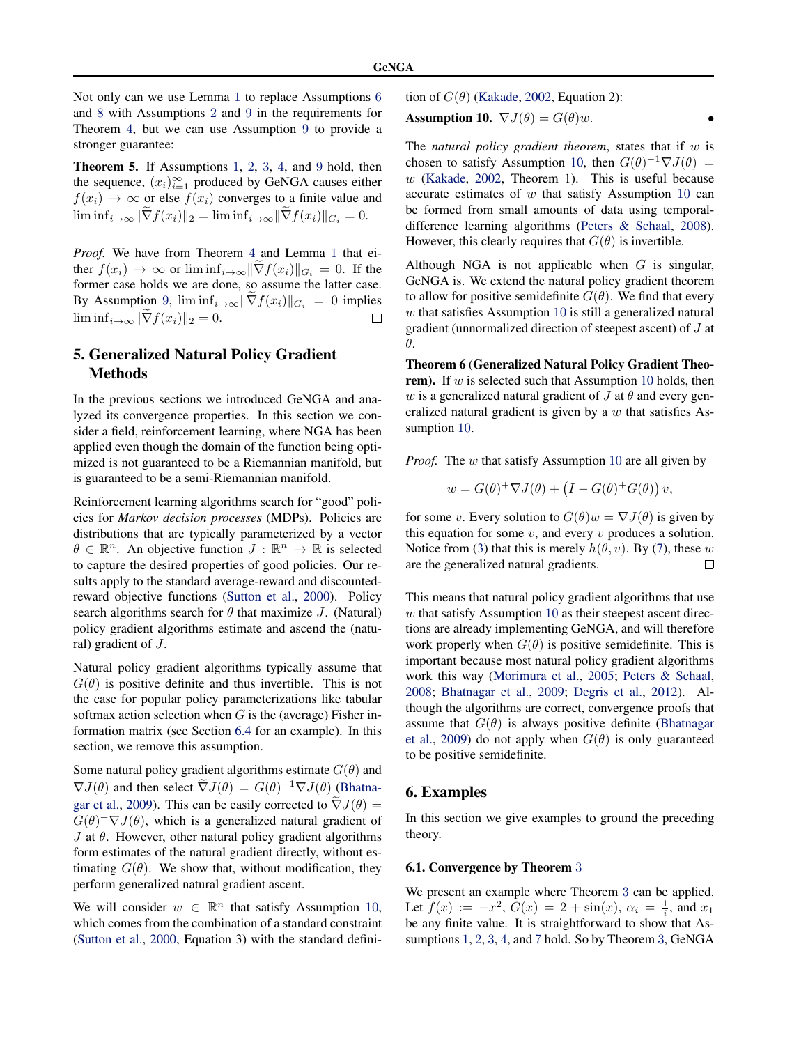Not only can we use Lemma 1 to replace Assumptions 6 and 8 with Assumptions 2 and 9 in the requirements for Theorem 4, but we can use Assumption 9 to provide a stronger guarantee:

**Theorem 5.** If Assumptions 1, 2, 3, 4, and 9 hold, then the sequence, $(x_i)_{i=1}^\infty$ produced by GeNGA causes either $f(x_i) \to \infty$ or else $f(x_i)$ converges to a finite value and $\liminf_{i\to\infty} \|\widetilde{\nabla} f(x_i)\|_2 = \liminf_{i\to\infty} \|\widetilde{\nabla} f(x_i)\|_{G_i} = 0$.

*Proof.* We have from Theorem 4 and Lemma 1 that either $f(x_i) \to \infty$ or $\liminf_{i\to\infty} \|\widetilde{\nabla} f(x_i)\|_{G_i} = 0$. If the former case holds we are done, so assume the latter case. By Assumption 9, $\liminf_{i\to\infty} \|\widetilde{\nabla} f(x_i)\|_{G_i} = 0$ implies $\liminf_{i\to\infty} \|\widetilde{\nabla} f(x_i)\|_2 = 0$. ◻

## 5. Generalized Natural Policy Gradient Methods

In the previous sections we introduced GeNGA and analyzed its convergence properties. In this section we consider a field, reinforcement learning, where NGA has been applied even though the domain of the function being optimized is not guaranteed to be a Riemannian manifold, but is guaranteed to be a semi-Riemannian manifold.

Reinforcement learning algorithms search for "good" policies for *Markov decision processes* (MDPs). Policies are distributions that are typically parameterized by a vector $\theta \in \mathbb{R}^n$. An objective function $J : \mathbb{R}^n \to \mathbb{R}$ is selected to capture the desired properties of good policies. Our results apply to the standard average-reward and discounted-reward objective functions (Sutton et al., 2000). Policy search algorithms search for $\theta$ that maximize $J$. (Natural) policy gradient algorithms estimate and ascend the (natural) gradient of $J$.

Natural policy gradient algorithms typically assume that $G(\theta)$ is positive definite and thus invertible. This is not the case for popular policy parameterizations like tabular softmax action selection when $G$ is the (average) Fisher information matrix (see Section 6.4 for an example). In this section, we remove this assumption.

Some natural policy gradient algorithms estimate $G(\theta)$ and $\nabla J(\theta)$ and then select $\widetilde{\nabla} J(\theta) = G(\theta)^{-1}\nabla J(\theta)$ (Bhatnagar et al., 2009). This can be easily corrected to $\widetilde{\nabla} J(\theta) = G(\theta)^{+}\nabla J(\theta)$, which is a generalized natural gradient of $J$ at $\theta$. However, other natural policy gradient algorithms form estimates of the natural gradient directly, without estimating $G(\theta)$. We show that, without modification, they perform generalized natural gradient ascent.

We will consider $w \in \mathbb{R}^n$ that satisfy Assumption 10, which comes from the combination of a standard constraint (Sutton et al., 2000, Equation 3) with the standard definition of $G(\theta)$ (Kakade, 2002, Equation 2):

**Assumption 10.** $\nabla J(\theta) = G(\theta) w$. •

The *natural policy gradient theorem*, states that if $w$ is chosen to satisfy Assumption 10, then $G(\theta)^{-1}\nabla J(\theta) = w$ (Kakade, 2002, Theorem 1). This is useful because accurate estimates of $w$ that satisfy Assumption 10 can be formed from small amounts of data using temporal-difference learning algorithms (Peters & Schaal, 2008). However, this clearly requires that $G(\theta)$ is invertible.

Although NGA is not applicable when $G$ is singular, GeNGA is. We extend the natural policy gradient theorem to allow for positive semidefinite $G(\theta)$. We find that every $w$ that satisfies Assumption 10 is still a generalized natural gradient (unnormalized direction of steepest ascent) of $J$ at $\theta$.

**Theorem 6 (Generalized Natural Policy Gradient Theorem).** If $w$ is selected such that Assumption 10 holds, then $w$ is a generalized natural gradient of $J$ at $\theta$ and every generalized natural gradient is given by a $w$ that satisfies Assumption 10.

*Proof.* The $w$ that satisfy Assumption 10 are all given by

$$w = G(\theta)^{+}\nabla J(\theta) + \left(I - G(\theta)^{+}G(\theta)\right) v,$$

for some $v$. Every solution to $G(\theta)w = \nabla J(\theta)$ is given by this equation for some $v$, and every $v$ produces a solution. Notice from (3) that this is merely $h(\theta, v)$. By (7), these $w$ are the generalized natural gradients. ◻

This means that natural policy gradient algorithms that use $w$ that satisfy Assumption 10 as their steepest ascent directions are already implementing GeNGA, and will therefore work properly when $G(\theta)$ is positive semidefinite. This is important because most natural policy gradient algorithms work this way (Morimura et al., 2005; Peters & Schaal, 2008; Bhatnagar et al., 2009; Degris et al., 2012). Although the algorithms are correct, convergence proofs that assume that $G(\theta)$ is always positive definite (Bhatnagar et al., 2009) do not apply when $G(\theta)$ is only guaranteed to be positive semidefinite.

## 6. Examples

In this section we give examples to ground the preceding theory.

### 6.1. Convergence by Theorem 3

We present an example where Theorem 3 can be applied. Let $f(x) := -x^2$, $G(x) = 2 + \sin(x)$, $\alpha_i = \frac{1}{i}$, and $x_1$ be any finite value. It is straightforward to show that Assumptions 1, 2, 3, 4, and 7 hold. So by Theorem 3, GeNGA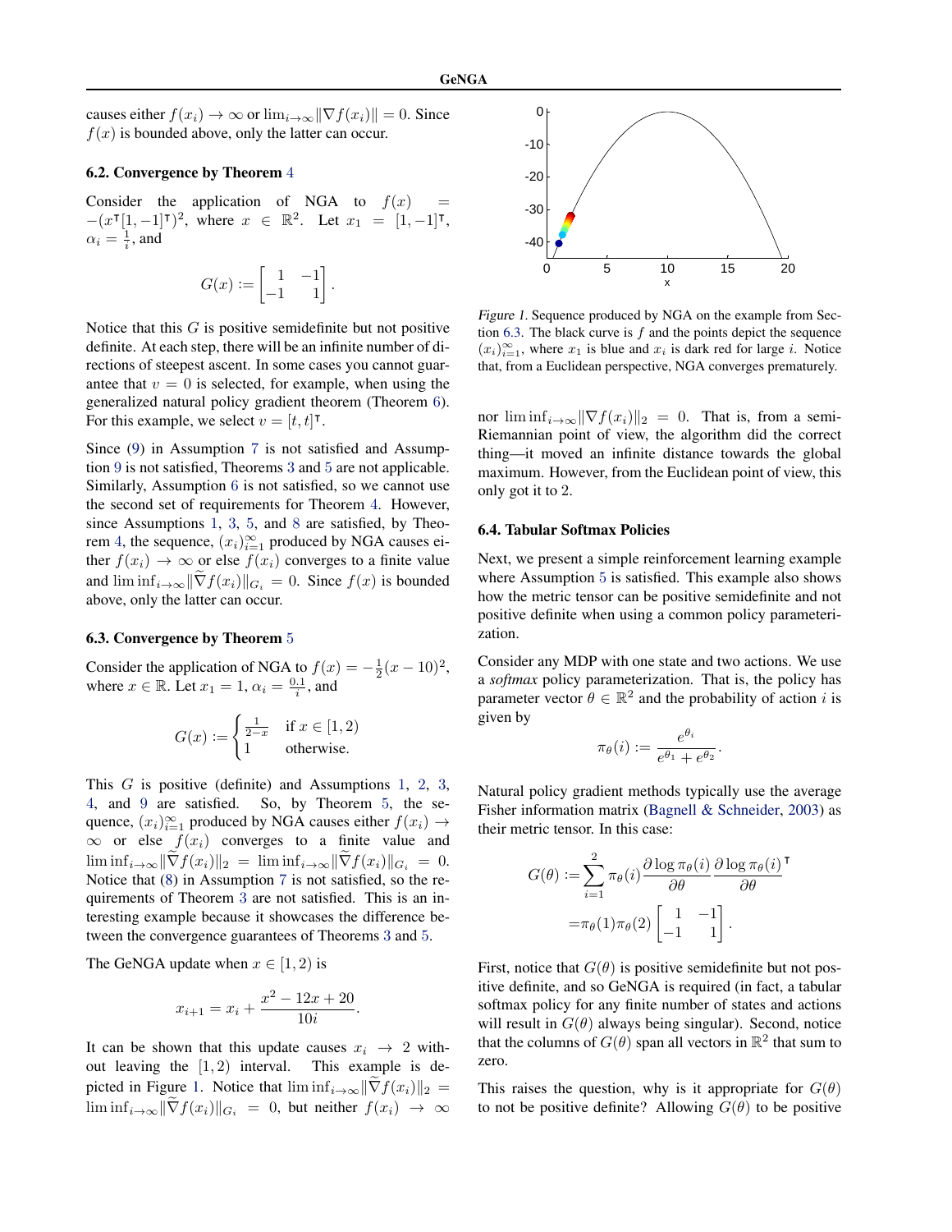causes either $f(x_i) \to \infty$ or $\lim_{i\to\infty} \|\nabla f(x_i)\| = 0$. Since $f(x)$ is bounded above, only the latter can occur.

### 6.2. Convergence by Theorem 4

Consider the application of NGA to $f(x) = -(x^\intercal[1,-1]^\intercal)^2$, where $x \in \mathbb{R}^2$. Let $x_1 = [1,-1]^\intercal$, $\alpha_i = \frac{1}{i}$, and

$$G(x) := \begin{bmatrix} 1 & -1 \\ -1 & 1 \end{bmatrix}.$$

Notice that this $G$ is positive semidefinite but not positive definite. At each step, there will be an infinite number of directions of steepest ascent. In some cases you cannot guarantee that $v = 0$ is selected, for example, when using the generalized natural policy gradient theorem (Theorem 6). For this example, we select $v = [t, t]^\intercal$.

Since (9) in Assumption 7 is not satisfied and Assumption 9 is not satisfied, Theorems 3 and 5 are not applicable. Similarly, Assumption 6 is not satisfied, so we cannot use the second set of requirements for Theorem 4. However, since Assumptions 1, 3, 5, and 8 are satisfied, by Theorem 4, the sequence, $(x_i)_{i=1}^\infty$ produced by NGA causes either $f(x_i) \to \infty$ or else $f(x_i)$ converges to a finite value and $\liminf_{i\to\infty} \|\widetilde{\nabla} f(x_i)\|_{G_i} = 0$. Since $f(x)$ is bounded above, only the latter can occur.

### 6.3. Convergence by Theorem 5

Consider the application of NGA to $f(x) = -\frac{1}{2}(x-10)^2$, where $x \in \mathbb{R}$. Let $x_1 = 1$, $\alpha_i = \frac{0.1}{i}$, and

$$G(x) := \begin{cases} \frac{1}{2-x} & \text{if } x \in [1, 2) \\ 1 & \text{otherwise.} \end{cases}$$

This $G$ is positive (definite) and Assumptions 1, 2, 3, 4, and 9 are satisfied. So, by Theorem 5, the sequence, $(x_i)_{i=1}^\infty$ produced by NGA causes either $f(x_i) \to \infty$ or else $f(x_i)$ converges to a finite value and $\liminf_{i\to\infty} \|\widetilde{\nabla} f(x_i)\|_2 = \liminf_{i\to\infty} \|\widetilde{\nabla} f(x_i)\|_{G_i} = 0$. Notice that (8) in Assumption 7 is not satisfied, so the requirements of Theorem 3 are not satisfied. This is an interesting example because it showcases the difference between the convergence guarantees of Theorems 3 and 5.

The GeNGA update when $x \in [1, 2)$ is

$$x_{i+1} = x_i + \frac{x^2 - 12x + 20}{10i}.$$

It can be shown that this update causes $x_i \to 2$ without leaving the $[1, 2)$ interval. This example is depicted in Figure 1. Notice that $\liminf_{i\to\infty} \|\widetilde{\nabla} f(x_i)\|_2 = \liminf_{i\to\infty} \|\widetilde{\nabla} f(x_i)\|_{G_i} = 0$, but neither $f(x_i) \to \infty$ nor $\liminf_{i\to\infty} \|\nabla f(x_i)\|_2 = 0$. That is, from a semi-Riemannian point of view, the algorithm did the correct thing—it moved an infinite distance towards the global maximum. However, from the Euclidean point of view, this only got it to 2.

*Figure 1.* Sequence produced by NGA on the example from Section 6.3. The black curve is $f$ and the points depict the sequence $(x_i)_{i=1}^\infty$, where $x_1$ is blue and $x_i$ is dark red for large $i$. Notice that, from a Euclidean perspective, NGA converges prematurely.

### 6.4. Tabular Softmax Policies

Next, we present a simple reinforcement learning example where Assumption 5 is satisfied. This example also shows how the metric tensor can be positive semidefinite and not positive definite when using a common policy parameterization.

Consider any MDP with one state and two actions. We use a *softmax* policy parameterization. That is, the policy has parameter vector $\theta \in \mathbb{R}^2$ and the probability of action $i$ is given by

$$\pi_\theta(i) := \frac{e^{\theta_i}}{e^{\theta_1} + e^{\theta_2}}.$$

Natural policy gradient methods typically use the average Fisher information matrix (Bagnell & Schneider, 2003) as their metric tensor. In this case:

$$\begin{aligned} G(\theta) :=& \sum_{i=1}^{2} \pi_\theta(i) \frac{\partial \log \pi_\theta(i)}{\partial \theta} \frac{\partial \log \pi_\theta(i)}{\partial \theta}^\intercal \\ =& \pi_\theta(1)\pi_\theta(2) \begin{bmatrix} 1 & -1 \\ -1 & 1 \end{bmatrix}. \end{aligned}$$

First, notice that $G(\theta)$ is positive semidefinite but not positive definite, and so GeNGA is required (in fact, a tabular softmax policy for any finite number of states and actions will result in $G(\theta)$ always being singular). Second, notice that the columns of $G(\theta)$ span all vectors in $\mathbb{R}^2$ that sum to zero.

This raises the question, why is it appropriate for $G(\theta)$ to not be positive definite? Allowing $G(\theta)$ to be positive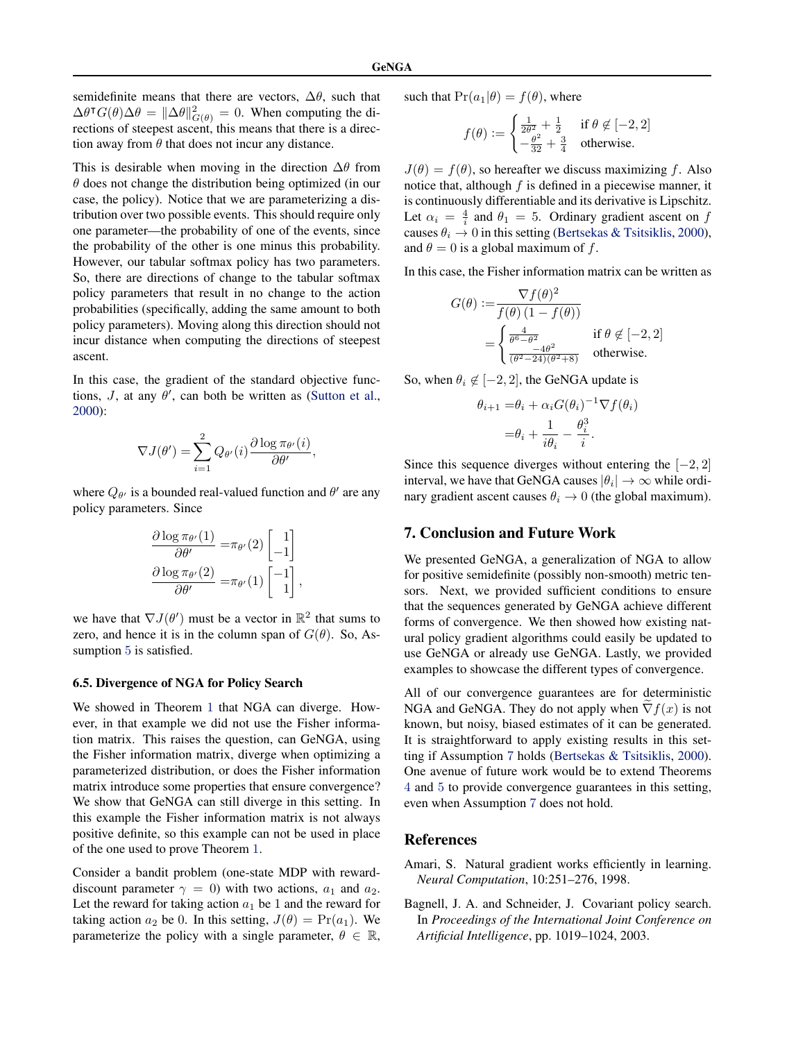semidefinite means that there are vectors, $\Delta\theta$, such that $\Delta\theta^\intercal G(\theta)\Delta\theta = \|\Delta\theta\|^2_{G(\theta)} = 0$. When computing the directions of steepest ascent, this means that there is a direction away from $\theta$ that does not incur any distance.

This is desirable when moving in the direction $\Delta\theta$ from $\theta$ does not change the distribution being optimized (in our case, the policy). Notice that we are parameterizing a distribution over two possible events. This should require only one parameter—the probability of one of the events, since the probability of the other is one minus this probability. However, our tabular softmax policy has two parameters. So, there are directions of change to the tabular softmax policy parameters that result in no change to the action probabilities (specifically, adding the same amount to both policy parameters). Moving along this direction should not incur distance when computing the directions of steepest ascent.

In this case, the gradient of the standard objective functions, $J$, at any $\theta'$, can both be written as (Sutton et al., 2000):

$$\nabla J(\theta') = \sum_{i=1}^{2} Q_{\theta'}(i) \frac{\partial \log \pi_{\theta'}(i)}{\partial \theta'},$$

where $Q_{\theta'}$ is a bounded real-valued function and $\theta'$ are any policy parameters. Since

$$\begin{aligned}
\frac{\partial \log \pi_{\theta'}(1)}{\partial \theta'} =& \pi_{\theta'}(2) \begin{bmatrix} 1 \\ -1 \end{bmatrix} \\
\frac{\partial \log \pi_{\theta'}(2)}{\partial \theta'} =& \pi_{\theta'}(1) \begin{bmatrix} -1 \\ 1 \end{bmatrix},
\end{aligned}$$

we have that $\nabla J(\theta')$ must be a vector in $\mathbb{R}^2$ that sums to zero, and hence it is in the column span of $G(\theta)$. So, Assumption 5 is satisfied.

### 6.5. Divergence of NGA for Policy Search

We showed in Theorem 1 that NGA can diverge. However, in that example we did not use the Fisher information matrix. This raises the question, can GeNGA, using the Fisher information matrix, diverge when optimizing a parameterized distribution, or does the Fisher information matrix introduce some properties that ensure convergence? We show that GeNGA can still diverge in this setting. In this example the Fisher information matrix is not always positive definite, so this example can not be used in place of the one used to prove Theorem 1.

Consider a bandit problem (one-state MDP with reward-discount parameter $\gamma = 0$) with two actions, $a_1$ and $a_2$. Let the reward for taking action $a_1$ be 1 and the reward for taking action $a_2$ be 0. In this setting, $J(\theta) = \Pr(a_1)$. We parameterize the policy with a single parameter, $\theta \in \mathbb{R}$, such that $\Pr(a_1|\theta) = f(\theta)$, where

$$f(\theta) := \begin{cases} \frac{1}{2\theta^2} + \frac{1}{2} & \text{if } \theta \notin [-2, 2] \\ -\frac{\theta^2}{32} + \frac{3}{4} & \text{otherwise.} \end{cases}$$

$J(\theta) = f(\theta)$, so hereafter we discuss maximizing $f$. Also notice that, although $f$ is defined in a piecewise manner, it is continuously differentiable and its derivative is Lipschitz. Let $\alpha_i = \frac{4}{i}$ and $\theta_1 = 5$. Ordinary gradient ascent on $f$ causes $\theta_i \to 0$ in this setting (Bertsekas & Tsitsiklis, 2000), and $\theta = 0$ is a global maximum of $f$.

In this case, the Fisher information matrix can be written as

$$\begin{aligned}
G(\theta) :=& \frac{\nabla f(\theta)^2}{f(\theta)\,(1 - f(\theta))} \\
=& \begin{cases} \frac{4}{\theta^6 - \theta^2} & \text{if } \theta \notin [-2, 2] \\ \frac{-4\theta^2}{(\theta^2 - 24)(\theta^2 + 8)} & \text{otherwise.} \end{cases}
\end{aligned}$$

So, when $\theta_i \notin [-2, 2]$, the GeNGA update is

$$\begin{aligned}
\theta_{i+1} =& \theta_i + \alpha_i G(\theta_i)^{-1} \nabla f(\theta_i) \\
=& \theta_i + \frac{1}{i\theta_i} - \frac{\theta_i^3}{i}.
\end{aligned}$$

Since this sequence diverges without entering the $[-2, 2]$ interval, we have that GeNGA causes $|\theta_i| \to \infty$ while ordinary gradient ascent causes $\theta_i \to 0$ (the global maximum).

## 7. Conclusion and Future Work

We presented GeNGA, a generalization of NGA to allow for positive semidefinite (possibly non-smooth) metric tensors. Next, we provided sufficient conditions to ensure that the sequences generated by GeNGA achieve different forms of convergence. We then showed how existing natural policy gradient algorithms could easily be updated to use GeNGA or already use GeNGA. Lastly, we provided examples to showcase the different types of convergence.

All of our convergence guarantees are for deterministic NGA and GeNGA. They do not apply when $\widetilde{\nabla} f(x)$ is not known, but noisy, biased estimates of it can be generated. It is straightforward to apply existing results in this setting if Assumption 7 holds (Bertsekas & Tsitsiklis, 2000). One avenue of future work would be to extend Theorems 4 and 5 to provide convergence guarantees in this setting, even when Assumption 7 does not hold.

## References

Amari, S. Natural gradient works efficiently in learning. *Neural Computation*, 10:251–276, 1998.

Bagnell, J. A. and Schneider, J. Covariant policy search. In *Proceedings of the International Joint Conference on Artificial Intelligence*, pp. 1019–1024, 2003.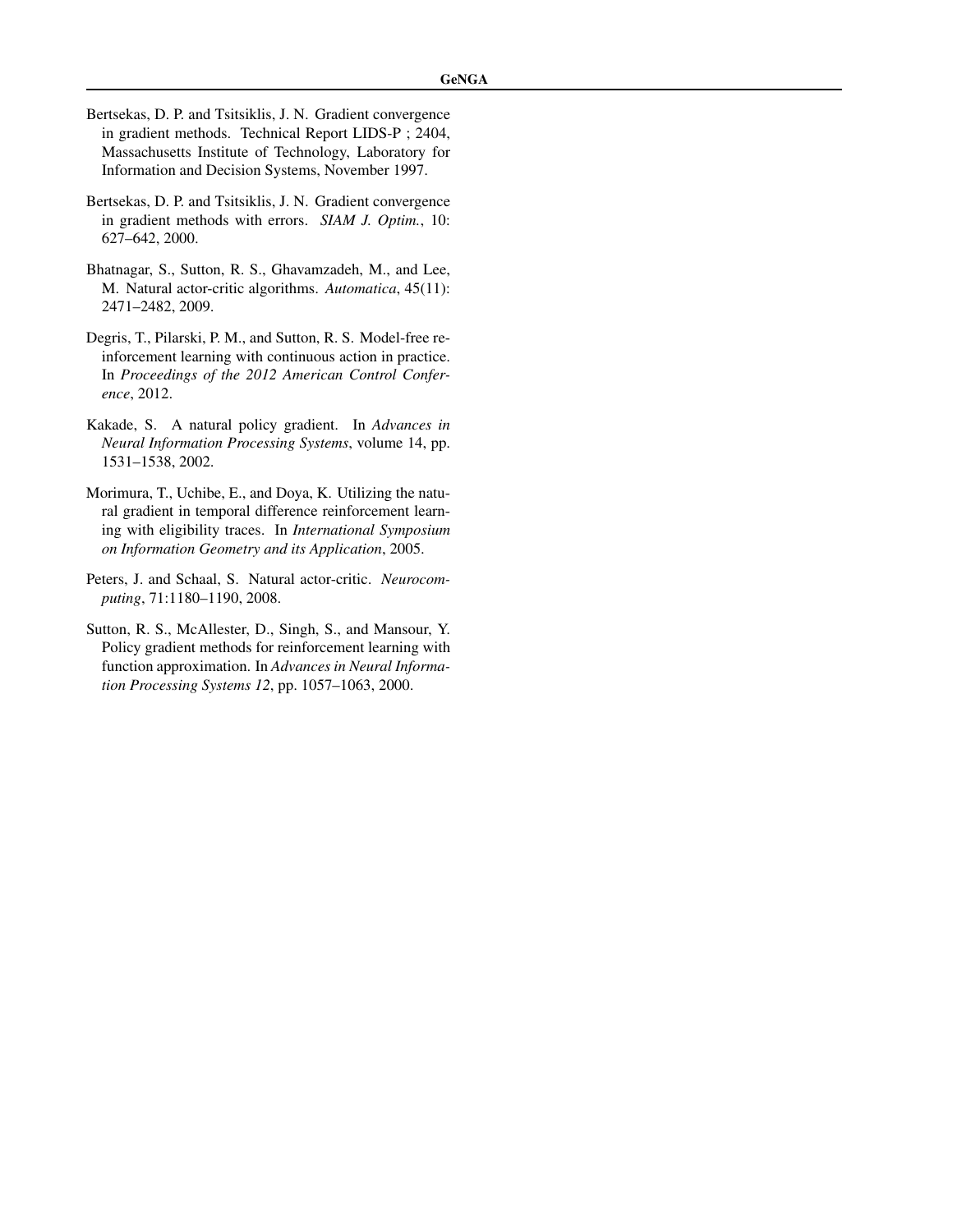Bertsekas, D. P. and Tsitsiklis, J. N. Gradient convergence in gradient methods. Technical Report LIDS-P ; 2404, Massachusetts Institute of Technology, Laboratory for Information and Decision Systems, November 1997.

Bertsekas, D. P. and Tsitsiklis, J. N. Gradient convergence in gradient methods with errors. *SIAM J. Optim.*, 10: 627–642, 2000.

Bhatnagar, S., Sutton, R. S., Ghavamzadeh, M., and Lee, M. Natural actor-critic algorithms. *Automatica*, 45(11): 2471–2482, 2009.

Degris, T., Pilarski, P. M., and Sutton, R. S. Model-free reinforcement learning with continuous action in practice. In *Proceedings of the 2012 American Control Conference*, 2012.

Kakade, S. A natural policy gradient. In *Advances in Neural Information Processing Systems*, volume 14, pp. 1531–1538, 2002.

Morimura, T., Uchibe, E., and Doya, K. Utilizing the natural gradient in temporal difference reinforcement learning with eligibility traces. In *International Symposium on Information Geometry and its Application*, 2005.

Peters, J. and Schaal, S. Natural actor-critic. *Neurocomputing*, 71:1180–1190, 2008.

Sutton, R. S., McAllester, D., Singh, S., and Mansour, Y. Policy gradient methods for reinforcement learning with function approximation. In *Advances in Neural Information Processing Systems 12*, pp. 1057–1063, 2000.